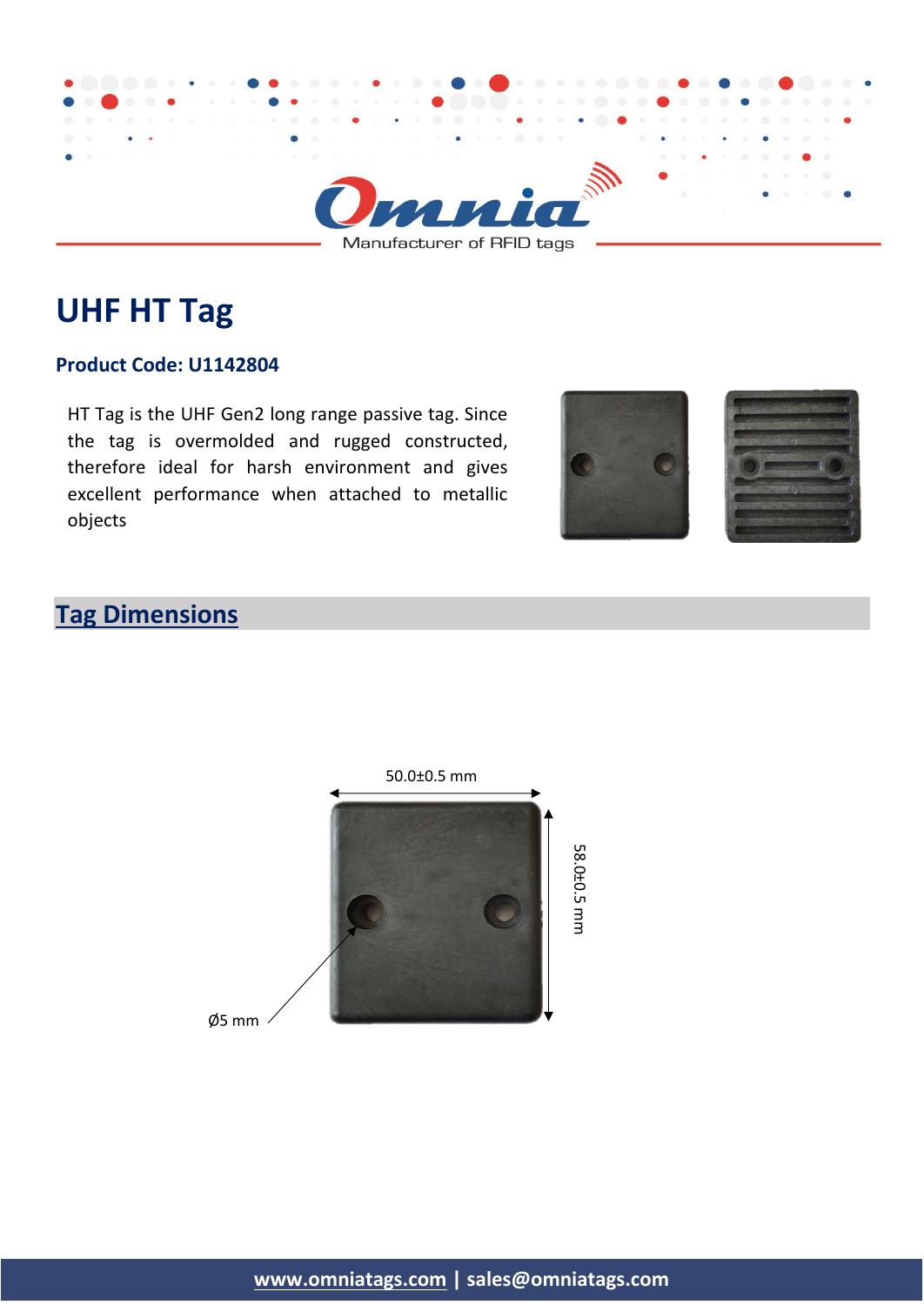Manufacturer of RFID tags

# UHF HT Tag

**Product Code: U1142804**

HT Tag is the UHF Gen2 long range passive tag. Since the tag is overmolded and rugged constructed, therefore ideal for harsh environment and gives excellent performance when attached to metallic objects

## Tag Dimensions

50.0±0.5 mm

58.0±0.5 mm

Ø5 mm

**www.omniatags.com | sales@omniatags.com**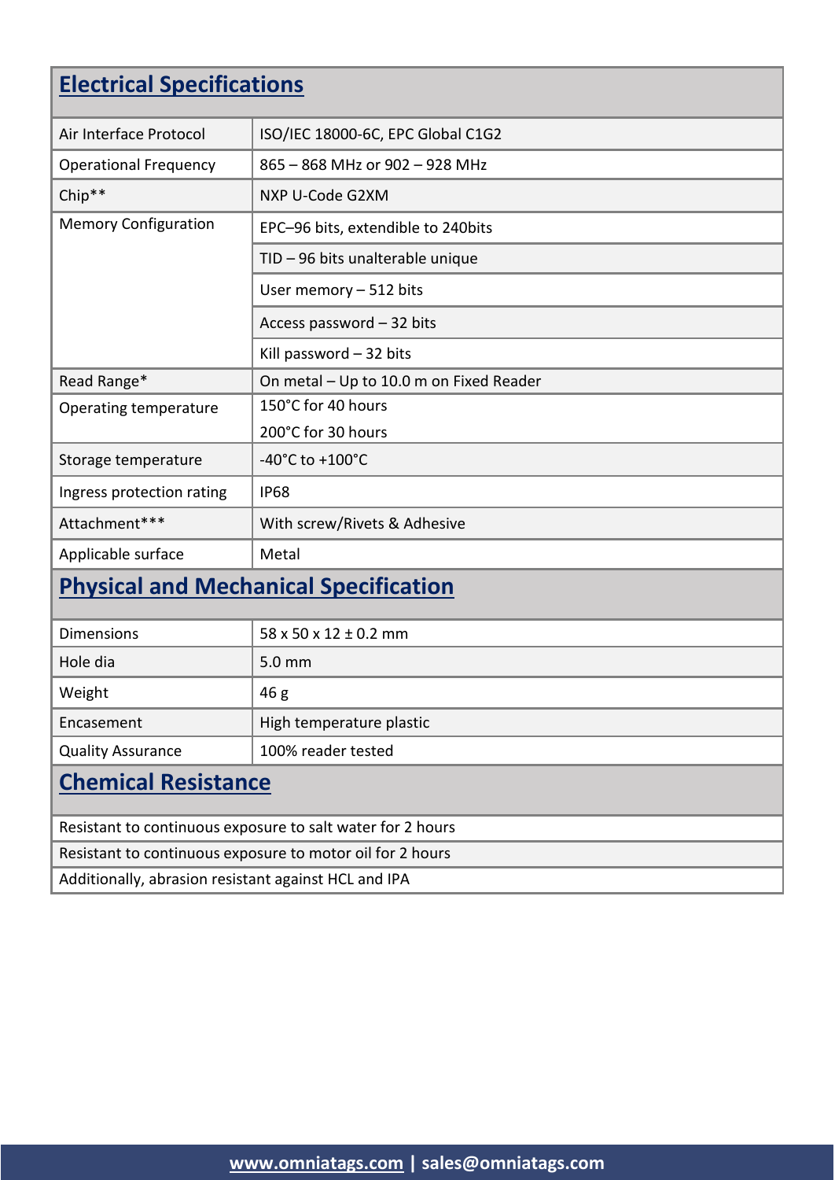## Electrical Specifications

| | |
|---|---|
| Air Interface Protocol | ISO/IEC 18000-6C, EPC Global C1G2 |
| Operational Frequency | 865 – 868 MHz or 902 – 928 MHz |
| Chip** | NXP U-Code G2XM |
| Memory Configuration | EPC–96 bits, extendible to 240bits |
| | TID – 96 bits unalterable unique |
| | User memory – 512 bits |
| | Access password – 32 bits |
| | Kill password – 32 bits |
| Read Range* | On metal – Up to 10.0 m on Fixed Reader |
| Operating temperature | 150°C for 40 hours<br>200°C for 30 hours |
| Storage temperature | -40°C to +100°C |
| Ingress protection rating | IP68 |
| Attachment*** | With screw/Rivets & Adhesive |
| Applicable surface | Metal |

## Physical and Mechanical Specification

| | |
|---|---|
| Dimensions | 58 x 50 x 12 ± 0.2 mm |
| Hole dia | 5.0 mm |
| Weight | 46 g |
| Encasement | High temperature plastic |
| Quality Assurance | 100% reader tested |

## Chemical Resistance

| |
|---|
| Resistant to continuous exposure to salt water for 2 hours |
| Resistant to continuous exposure to motor oil for 2 hours |
| Additionally, abrasion resistant against HCL and IPA |

**www.omniatags.com | sales@omniatags.com**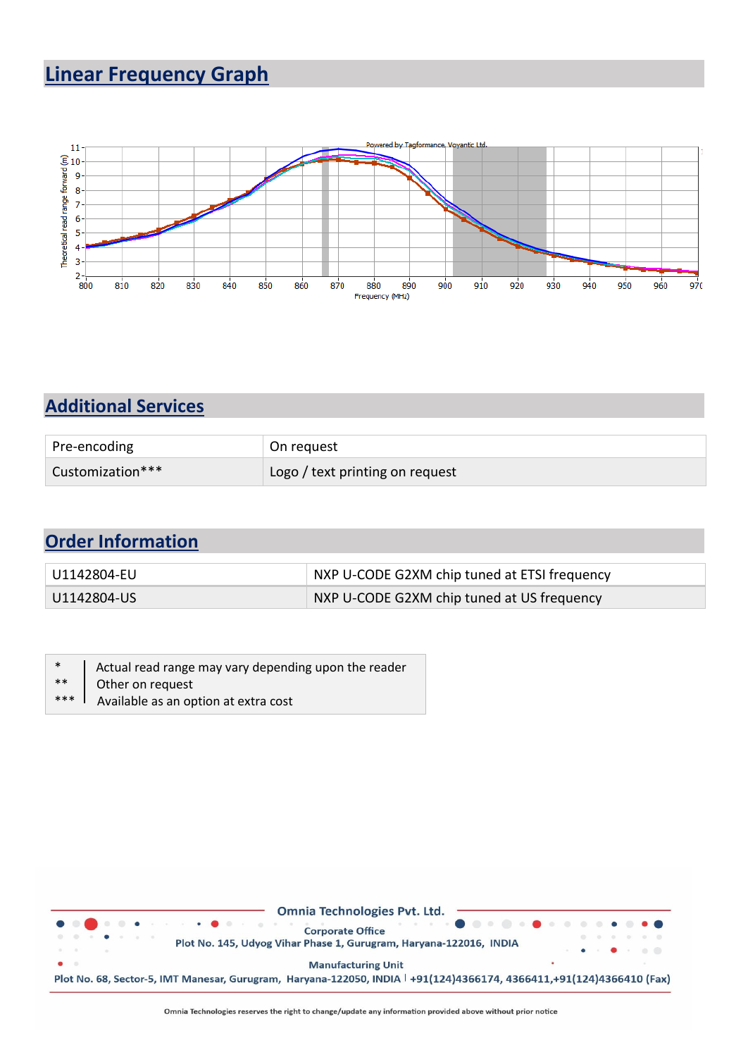## Linear Frequency Graph

Powered by Tagformance, Voyantic Ltd.

Theoretical read range forward (m)

11
10
9
8
7
6
5
4
3
2

800 810 820 830 840 850 860 870 880 890 900 910 920 930 940 950 960 970

Frequency (MHz)

## Additional Services

| | |
|---|---|
| Pre-encoding | On request |
| Customization*** | Logo / text printing on request |

## Order Information

| | |
|---|---|
| U1142804-EU | NXP U-CODE G2XM chip tuned at ETSI frequency |
| U1142804-US | NXP U-CODE G2XM chip tuned at US frequency |

| | |
|---|---|
| * | Actual read range may vary depending upon the reader |
| ** | Other on request |
| *** | Available as an option at extra cost |

**Omnia Technologies Pvt. Ltd.**

Corporate Office
Plot No. 145, Udyog Vihar Phase 1, Gurugram, Haryana-122016, INDIA

Manufacturing Unit
Plot No. 68, Sector-5, IMT Manesar, Gurugram, Haryana-122050, INDIA | +91(124)4366174, 4366411,+91(124)4366410 (Fax)

Omnia Technologies reserves the right to change/update any information provided above without prior notice